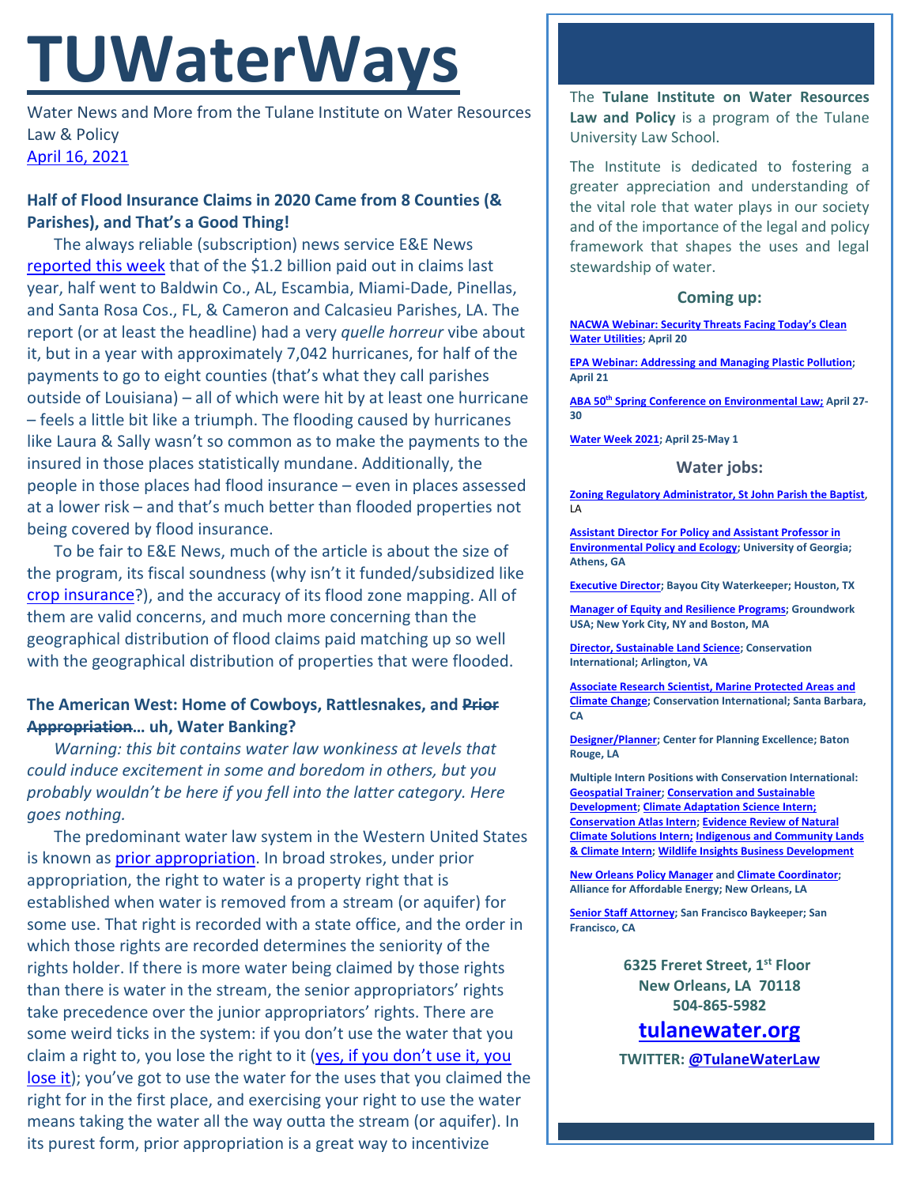# TUWaterWays

Water News and More from the Tulane Institute on Water Resources Law & Policy
April 16, 2021

### Half of Flood Insurance Claims in 2020 Came from 8 Counties (& Parishes), and That's a Good Thing!

The always reliable (subscription) news service E&E News reported this week that of the $1.2 billion paid out in claims last year, half went to Baldwin Co., AL, Escambia, Miami-Dade, Pinellas, and Santa Rosa Cos., FL, & Cameron and Calcasieu Parishes, LA. The report (or at least the headline) had a very *quelle horreur* vibe about it, but in a year with approximately 7,042 hurricanes, for half of the payments to go to eight counties (that's what they call parishes outside of Louisiana) – all of which were hit by at least one hurricane – feels a little bit like a triumph. The flooding caused by hurricanes like Laura & Sally wasn't so common as to make the payments to the insured in those places statistically mundane. Additionally, the people in those places had flood insurance – even in places assessed at a lower risk – and that's much better than flooded properties not being covered by flood insurance.

To be fair to E&E News, much of the article is about the size of the program, its fiscal soundness (why isn't it funded/subsidized like crop insurance?), and the accuracy of its flood zone mapping. All of them are valid concerns, and much more concerning than the geographical distribution of flood claims paid matching up so well with the geographical distribution of properties that were flooded.

### The American West: Home of Cowboys, Rattlesnakes, and ~~Prior Appropriation~~… uh, Water Banking?

*Warning: this bit contains water law wonkiness at levels that could induce excitement in some and boredom in others, but you probably wouldn't be here if you fell into the latter category. Here goes nothing.*

The predominant water law system in the Western United States is known as prior appropriation. In broad strokes, under prior appropriation, the right to water is a property right that is established when water is removed from a stream (or aquifer) for some use. That right is recorded with a state office, and the order in which those rights are recorded determines the seniority of the rights holder. If there is more water being claimed by those rights than there is water in the stream, the senior appropriators' rights take precedence over the junior appropriators' rights. There are some weird ticks in the system: if you don't use the water that you claim a right to, you lose the right to it (yes, if you don't use it, you lose it); you've got to use the water for the uses that you claimed the right for in the first place, and exercising your right to use the water means taking the water all the way outta the stream (or aquifer). In its purest form, prior appropriation is a great way to incentivize

---

The **Tulane Institute on Water Resources Law and Policy** is a program of the Tulane University Law School.

The Institute is dedicated to fostering a greater appreciation and understanding of the vital role that water plays in our society and of the importance of the legal and policy framework that shapes the uses and legal stewardship of water.

### Coming up:

**NACWA Webinar: Security Threats Facing Today's Clean Water Utilities; April 20**

**EPA Webinar: Addressing and Managing Plastic Pollution; April 21**

**ABA 50th Spring Conference on Environmental Law; April 27-30**

**Water Week 2021; April 25-May 1**

### Water jobs:

**Zoning Regulatory Administrator, St John Parish the Baptist**, LA

**Assistant Director For Policy and Assistant Professor in Environmental Policy and Ecology; University of Georgia; Athens, GA**

**Executive Director; Bayou City Waterkeeper; Houston, TX**

**Manager of Equity and Resilience Programs; Groundwork USA; New York City, NY and Boston, MA**

**Director, Sustainable Land Science; Conservation International; Arlington, VA**

**Associate Research Scientist, Marine Protected Areas and Climate Change; Conservation International; Santa Barbara, CA**

**Designer/Planner; Center for Planning Excellence; Baton Rouge, LA**

**Multiple Intern Positions with Conservation International: Geospatial Trainer; Conservation and Sustainable Development; Climate Adaptation Science Intern; Conservation Atlas Intern; Evidence Review of Natural Climate Solutions Intern; Indigenous and Community Lands & Climate Intern; Wildlife Insights Business Development**

**New Orleans Policy Manager and Climate Coordinator; Alliance for Affordable Energy; New Orleans, LA**

**Senior Staff Attorney; San Francisco Baykeeper; San Francisco, CA**

**6325 Freret Street, 1st Floor**
**New Orleans, LA 70118**
**504-865-5982**

**tulanewater.org**

**TWITTER: @TulaneWaterLaw**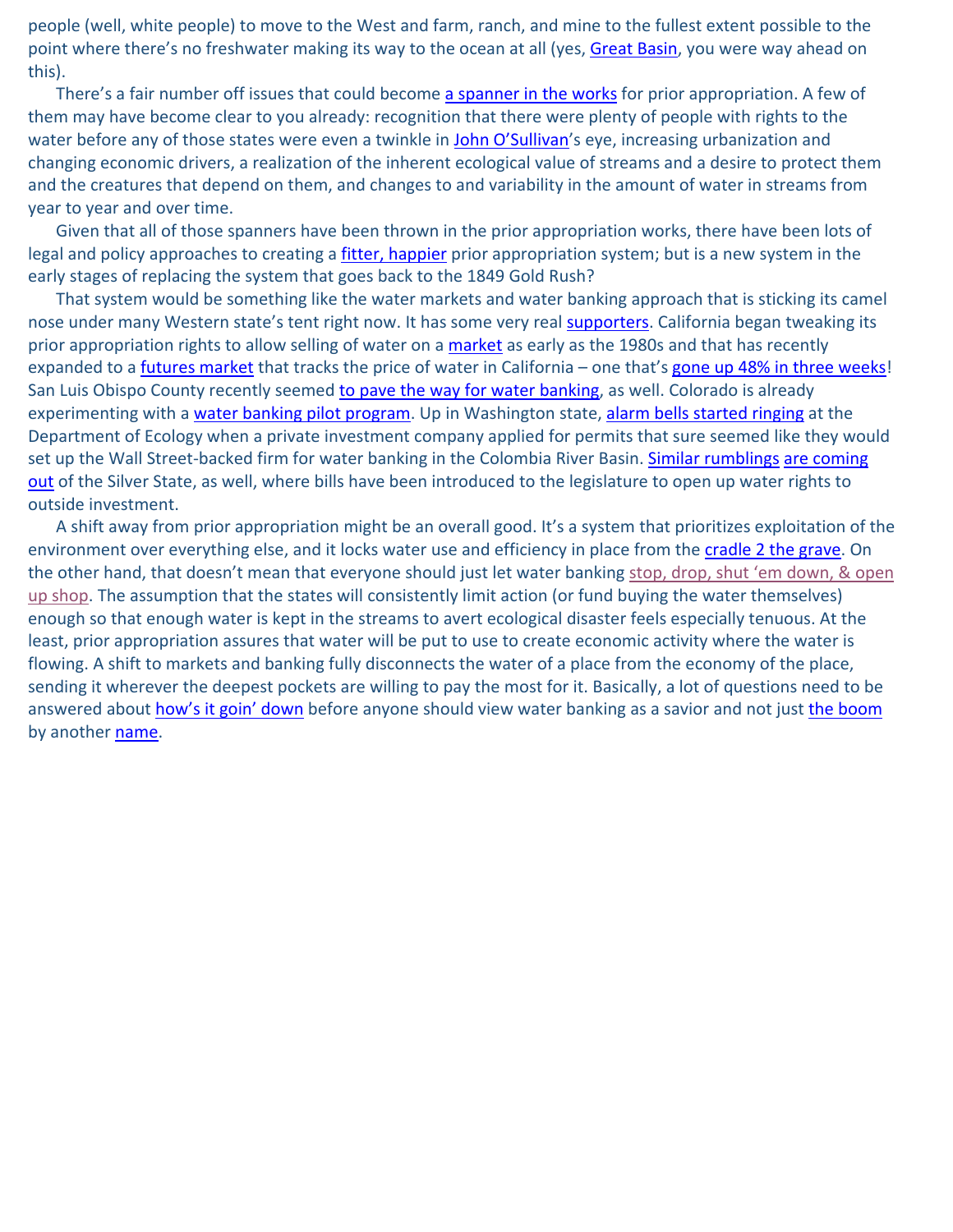people (well, white people) to move to the West and farm, ranch, and mine to the fullest extent possible to the point where there's no freshwater making its way to the ocean at all (yes, Great Basin, you were way ahead on this).

There's a fair number off issues that could become a spanner in the works for prior appropriation. A few of them may have become clear to you already: recognition that there were plenty of people with rights to the water before any of those states were even a twinkle in John O'Sullivan's eye, increasing urbanization and changing economic drivers, a realization of the inherent ecological value of streams and a desire to protect them and the creatures that depend on them, and changes to and variability in the amount of water in streams from year to year and over time.

Given that all of those spanners have been thrown in the prior appropriation works, there have been lots of legal and policy approaches to creating a fitter, happier prior appropriation system; but is a new system in the early stages of replacing the system that goes back to the 1849 Gold Rush?

That system would be something like the water markets and water banking approach that is sticking its camel nose under many Western state's tent right now. It has some very real supporters. California began tweaking its prior appropriation rights to allow selling of water on a market as early as the 1980s and that has recently expanded to a futures market that tracks the price of water in California – one that's gone up 48% in three weeks! San Luis Obispo County recently seemed to pave the way for water banking, as well. Colorado is already experimenting with a water banking pilot program. Up in Washington state, alarm bells started ringing at the Department of Ecology when a private investment company applied for permits that sure seemed like they would set up the Wall Street-backed firm for water banking in the Colombia River Basin. Similar rumblings are coming out of the Silver State, as well, where bills have been introduced to the legislature to open up water rights to outside investment.

A shift away from prior appropriation might be an overall good. It's a system that prioritizes exploitation of the environment over everything else, and it locks water use and efficiency in place from the cradle 2 the grave. On the other hand, that doesn't mean that everyone should just let water banking stop, drop, shut 'em down, & open up shop. The assumption that the states will consistently limit action (or fund buying the water themselves) enough so that enough water is kept in the streams to avert ecological disaster feels especially tenuous. At the least, prior appropriation assures that water will be put to use to create economic activity where the water is flowing. A shift to markets and banking fully disconnects the water of a place from the economy of the place, sending it wherever the deepest pockets are willing to pay the most for it. Basically, a lot of questions need to be answered about how's it goin' down before anyone should view water banking as a savior and not just the boom by another name.